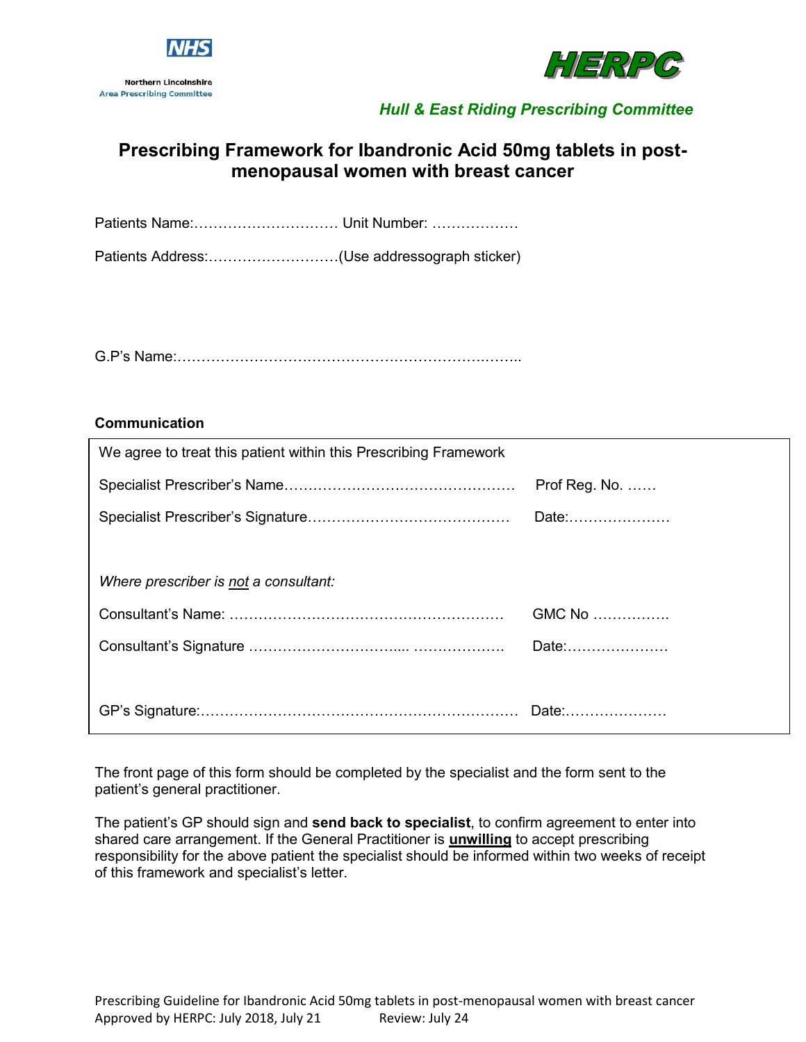NHS

Northern Lincolnshire
Area Prescribing Committee

HERPC

*Hull & East Riding Prescribing Committee*

# Prescribing Framework for Ibandronic Acid 50mg tablets in post-menopausal women with breast cancer

Patients Name:………………………… Unit Number: ………………

Patients Address:………………………(Use addressograph sticker)

G.P's Name:……………………………………………………………..

**Communication**

We agree to treat this patient within this Prescribing Framework

Specialist Prescriber's Name………………………………………… Prof Reg. No. ……

Specialist Prescriber's Signature…………………………………… Date:…………………

*Where prescriber is not a consultant:*

Consultant's Name: ………………………………………………… GMC No …………….

Consultant's Signature …………………………... ………………. Date:…………………

GP's Signature:………………………………………………………… Date:…………………

The front page of this form should be completed by the specialist and the form sent to the patient's general practitioner.

The patient's GP should sign and **send back to specialist**, to confirm agreement to enter into shared care arrangement. If the General Practitioner is **unwilling** to accept prescribing responsibility for the above patient the specialist should be informed within two weeks of receipt of this framework and specialist's letter.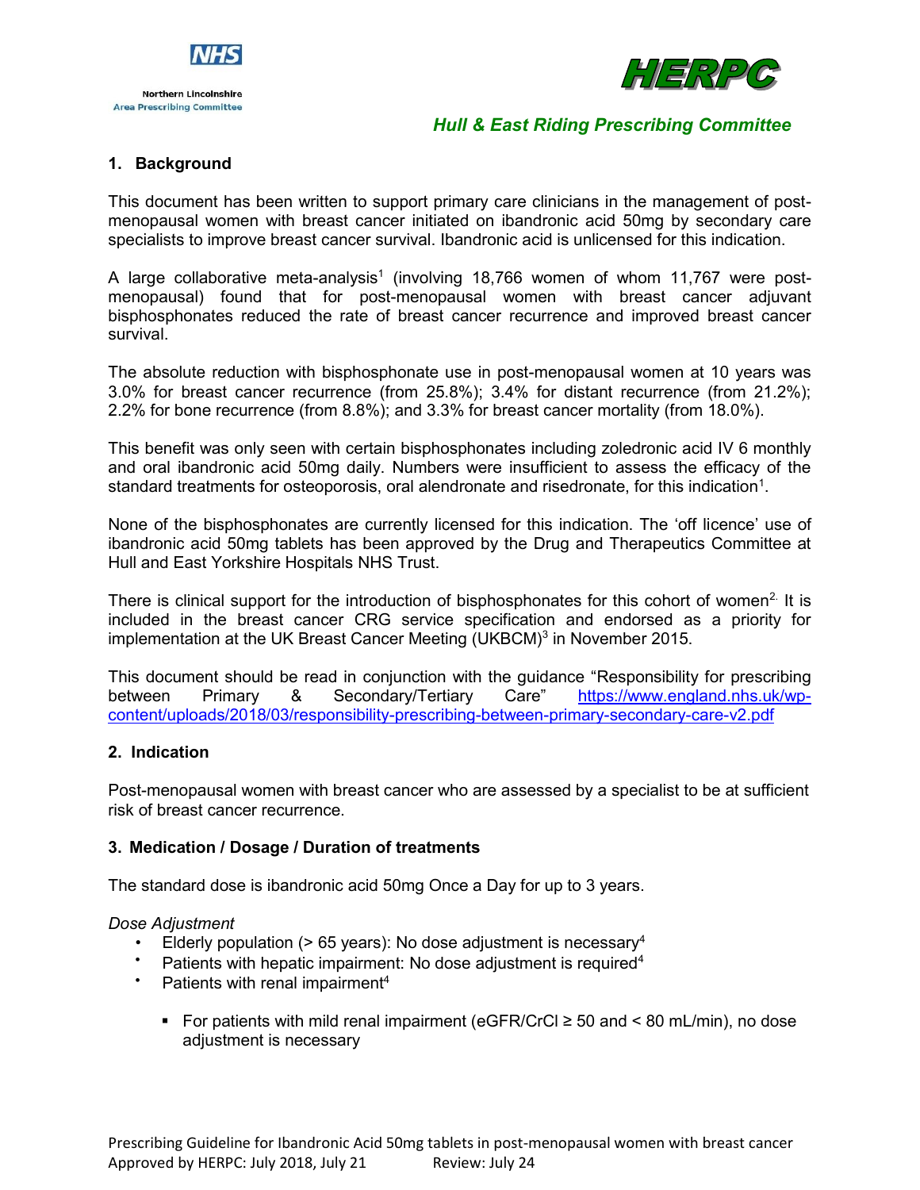## 1. Background

This document has been written to support primary care clinicians in the management of post-menopausal women with breast cancer initiated on ibandronic acid 50mg by secondary care specialists to improve breast cancer survival. Ibandronic acid is unlicensed for this indication.

A large collaborative meta-analysis[1] (involving 18,766 women of whom 11,767 were post-menopausal) found that for post-menopausal women with breast cancer adjuvant bisphosphonates reduced the rate of breast cancer recurrence and improved breast cancer survival.

The absolute reduction with bisphosphonate use in post-menopausal women at 10 years was 3.0% for breast cancer recurrence (from 25.8%); 3.4% for distant recurrence (from 21.2%); 2.2% for bone recurrence (from 8.8%); and 3.3% for breast cancer mortality (from 18.0%).

This benefit was only seen with certain bisphosphonates including zoledronic acid IV 6 monthly and oral ibandronic acid 50mg daily. Numbers were insufficient to assess the efficacy of the standard treatments for osteoporosis, oral alendronate and risedronate, for this indication[1].

None of the bisphosphonates are currently licensed for this indication. The 'off licence' use of ibandronic acid 50mg tablets has been approved by the Drug and Therapeutics Committee at Hull and East Yorkshire Hospitals NHS Trust.

There is clinical support for the introduction of bisphosphonates for this cohort of women[2]. It is included in the breast cancer CRG service specification and endorsed as a priority for implementation at the UK Breast Cancer Meeting (UKBCM)[3] in November 2015.

This document should be read in conjunction with the guidance "Responsibility for prescribing between Primary & Secondary/Tertiary Care" https://www.england.nhs.uk/wp-content/uploads/2018/03/responsibility-prescribing-between-primary-secondary-care-v2.pdf

## 2. Indication

Post-menopausal women with breast cancer who are assessed by a specialist to be at sufficient risk of breast cancer recurrence.

## 3. Medication / Dosage / Duration of treatments

The standard dose is ibandronic acid 50mg Once a Day for up to 3 years.

*Dose Adjustment*

- Elderly population (> 65 years): No dose adjustment is necessary[4]
- Patients with hepatic impairment: No dose adjustment is required[4]
- Patients with renal impairment[4]
    - For patients with mild renal impairment (eGFR/CrCl ≥ 50 and < 80 mL/min), no dose adjustment is necessary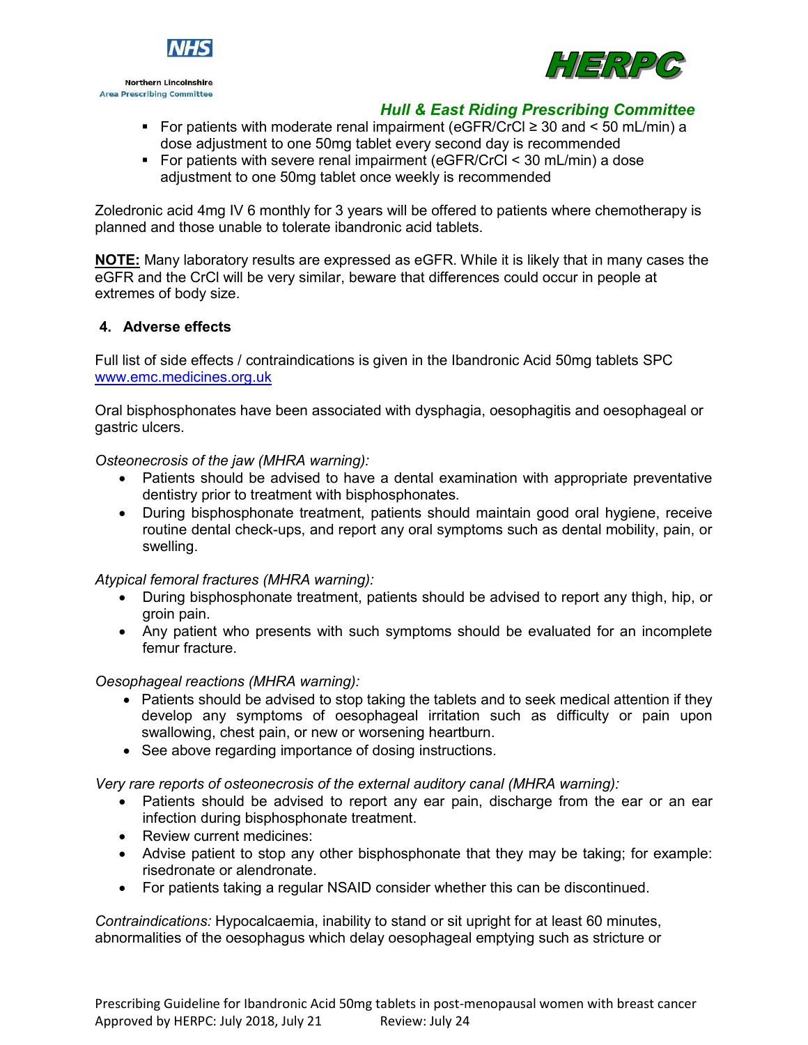- For patients with moderate renal impairment (eGFR/CrCl ≥ 30 and < 50 mL/min) a dose adjustment to one 50mg tablet every second day is recommended
- For patients with severe renal impairment (eGFR/CrCl < 30 mL/min) a dose adjustment to one 50mg tablet once weekly is recommended

Zoledronic acid 4mg IV 6 monthly for 3 years will be offered to patients where chemotherapy is planned and those unable to tolerate ibandronic acid tablets.

**NOTE:** Many laboratory results are expressed as eGFR. While it is likely that in many cases the eGFR and the CrCl will be very similar, beware that differences could occur in people at extremes of body size.

## 4. Adverse effects

Full list of side effects / contraindications is given in the Ibandronic Acid 50mg tablets SPC www.emc.medicines.org.uk

Oral bisphosphonates have been associated with dysphagia, oesophagitis and oesophageal or gastric ulcers.

*Osteonecrosis of the jaw (MHRA warning):*

- Patients should be advised to have a dental examination with appropriate preventative dentistry prior to treatment with bisphosphonates.
- During bisphosphonate treatment, patients should maintain good oral hygiene, receive routine dental check-ups, and report any oral symptoms such as dental mobility, pain, or swelling.

*Atypical femoral fractures (MHRA warning):*

- During bisphosphonate treatment, patients should be advised to report any thigh, hip, or groin pain.
- Any patient who presents with such symptoms should be evaluated for an incomplete femur fracture.

*Oesophageal reactions (MHRA warning):*

- Patients should be advised to stop taking the tablets and to seek medical attention if they develop any symptoms of oesophageal irritation such as difficulty or pain upon swallowing, chest pain, or new or worsening heartburn.
- See above regarding importance of dosing instructions.

*Very rare reports of osteonecrosis of the external auditory canal (MHRA warning):*

- Patients should be advised to report any ear pain, discharge from the ear or an ear infection during bisphosphonate treatment.
- Review current medicines:
- Advise patient to stop any other bisphosphonate that they may be taking; for example: risedronate or alendronate.
- For patients taking a regular NSAID consider whether this can be discontinued.

*Contraindications:* Hypocalcaemia, inability to stand or sit upright for at least 60 minutes, abnormalities of the oesophagus which delay oesophageal emptying such as stricture or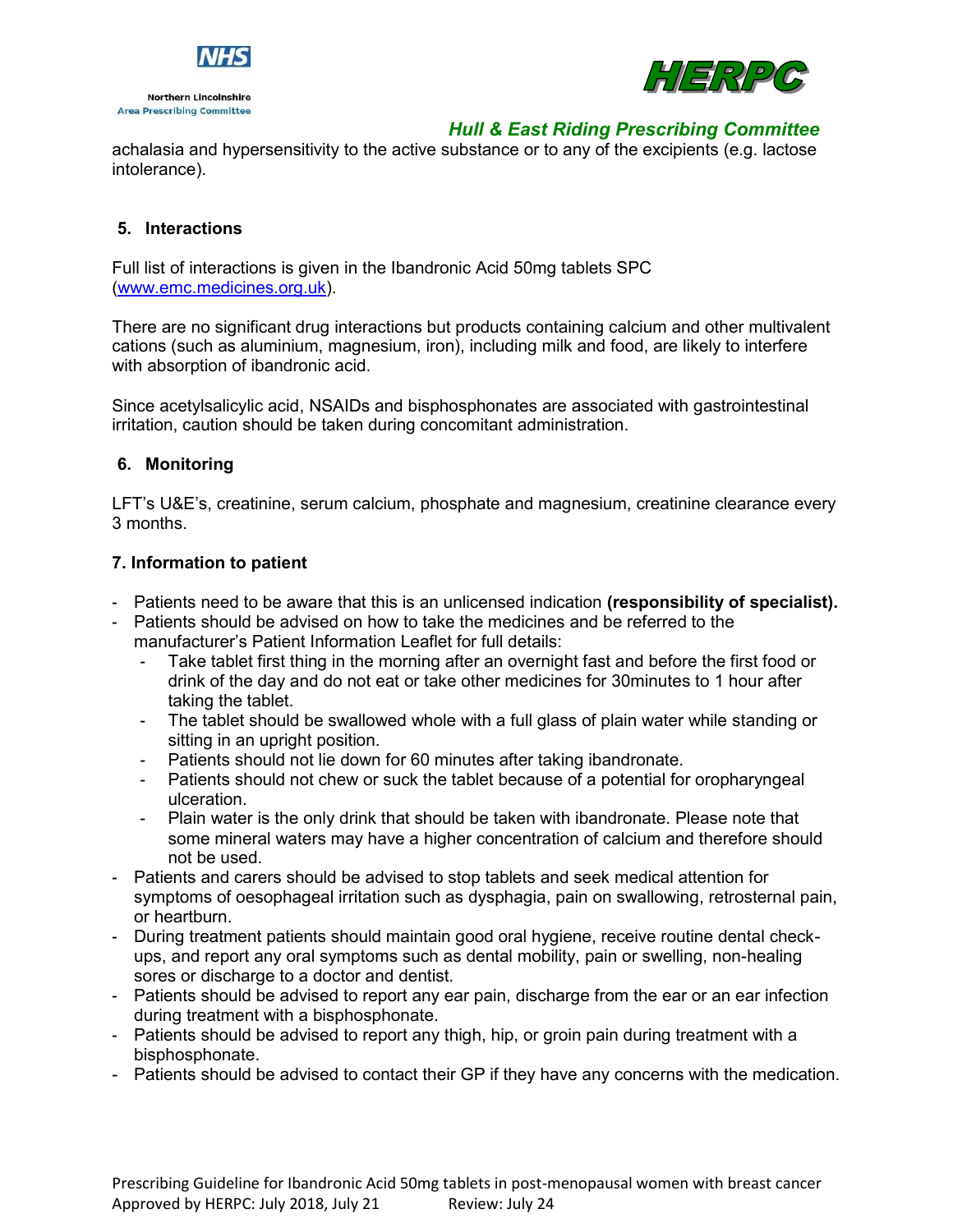achalasia and hypersensitivity to the active substance or to any of the excipients (e.g. lactose intolerance).

## 5. Interactions

Full list of interactions is given in the Ibandronic Acid 50mg tablets SPC (www.emc.medicines.org.uk).

There are no significant drug interactions but products containing calcium and other multivalent cations (such as aluminium, magnesium, iron), including milk and food, are likely to interfere with absorption of ibandronic acid.

Since acetylsalicylic acid, NSAIDs and bisphosphonates are associated with gastrointestinal irritation, caution should be taken during concomitant administration.

## 6. Monitoring

LFT's U&E's, creatinine, serum calcium, phosphate and magnesium, creatinine clearance every 3 months.

## 7. Information to patient

- Patients need to be aware that this is an unlicensed indication **(responsibility of specialist).**
- Patients should be advised on how to take the medicines and be referred to the manufacturer's Patient Information Leaflet for full details:
  - Take tablet first thing in the morning after an overnight fast and before the first food or drink of the day and do not eat or take other medicines for 30minutes to 1 hour after taking the tablet.
  - The tablet should be swallowed whole with a full glass of plain water while standing or sitting in an upright position.
  - Patients should not lie down for 60 minutes after taking ibandronate.
  - Patients should not chew or suck the tablet because of a potential for oropharyngeal ulceration.
  - Plain water is the only drink that should be taken with ibandronate. Please note that some mineral waters may have a higher concentration of calcium and therefore should not be used.
- Patients and carers should be advised to stop tablets and seek medical attention for symptoms of oesophageal irritation such as dysphagia, pain on swallowing, retrosternal pain, or heartburn.
- During treatment patients should maintain good oral hygiene, receive routine dental check-ups, and report any oral symptoms such as dental mobility, pain or swelling, non-healing sores or discharge to a doctor and dentist.
- Patients should be advised to report any ear pain, discharge from the ear or an ear infection during treatment with a bisphosphonate.
- Patients should be advised to report any thigh, hip, or groin pain during treatment with a bisphosphonate.
- Patients should be advised to contact their GP if they have any concerns with the medication.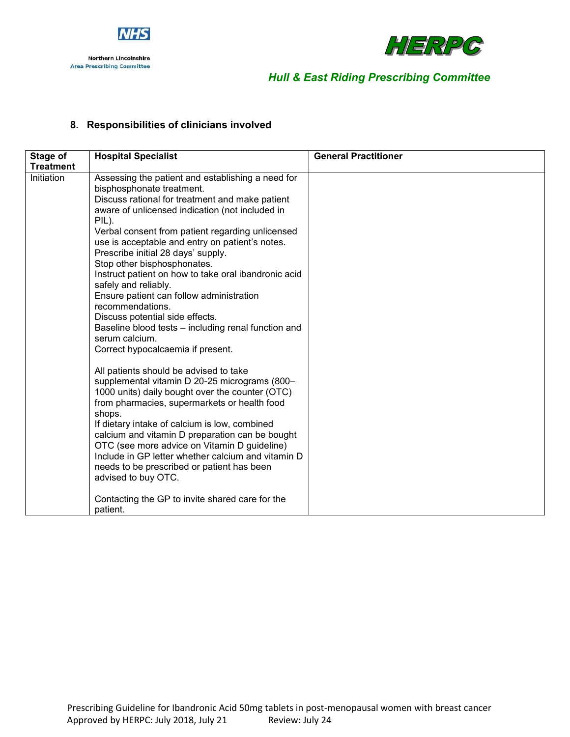## 8. Responsibilities of clinicians involved

| Stage of Treatment | Hospital Specialist | General Practitioner |
|---|---|---|
| Initiation | Assessing the patient and establishing a need for bisphosphonate treatment.<br>Discuss rational for treatment and make patient aware of unlicensed indication (not included in PIL).<br>Verbal consent from patient regarding unlicensed use is acceptable and entry on patient's notes.<br>Prescribe initial 28 days' supply.<br>Stop other bisphosphonates.<br>Instruct patient on how to take oral ibandronic acid safely and reliably.<br>Ensure patient can follow administration recommendations.<br>Discuss potential side effects.<br>Baseline blood tests – including renal function and serum calcium.<br>Correct hypocalcaemia if present.<br><br>All patients should be advised to take supplemental vitamin D 20-25 micrograms (800–1000 units) daily bought over the counter (OTC) from pharmacies, supermarkets or health food shops.<br>If dietary intake of calcium is low, combined calcium and vitamin D preparation can be bought OTC (see more advice on Vitamin D guideline)<br>Include in GP letter whether calcium and vitamin D needs to be prescribed or patient has been advised to buy OTC.<br><br>Contacting the GP to invite shared care for the patient. | |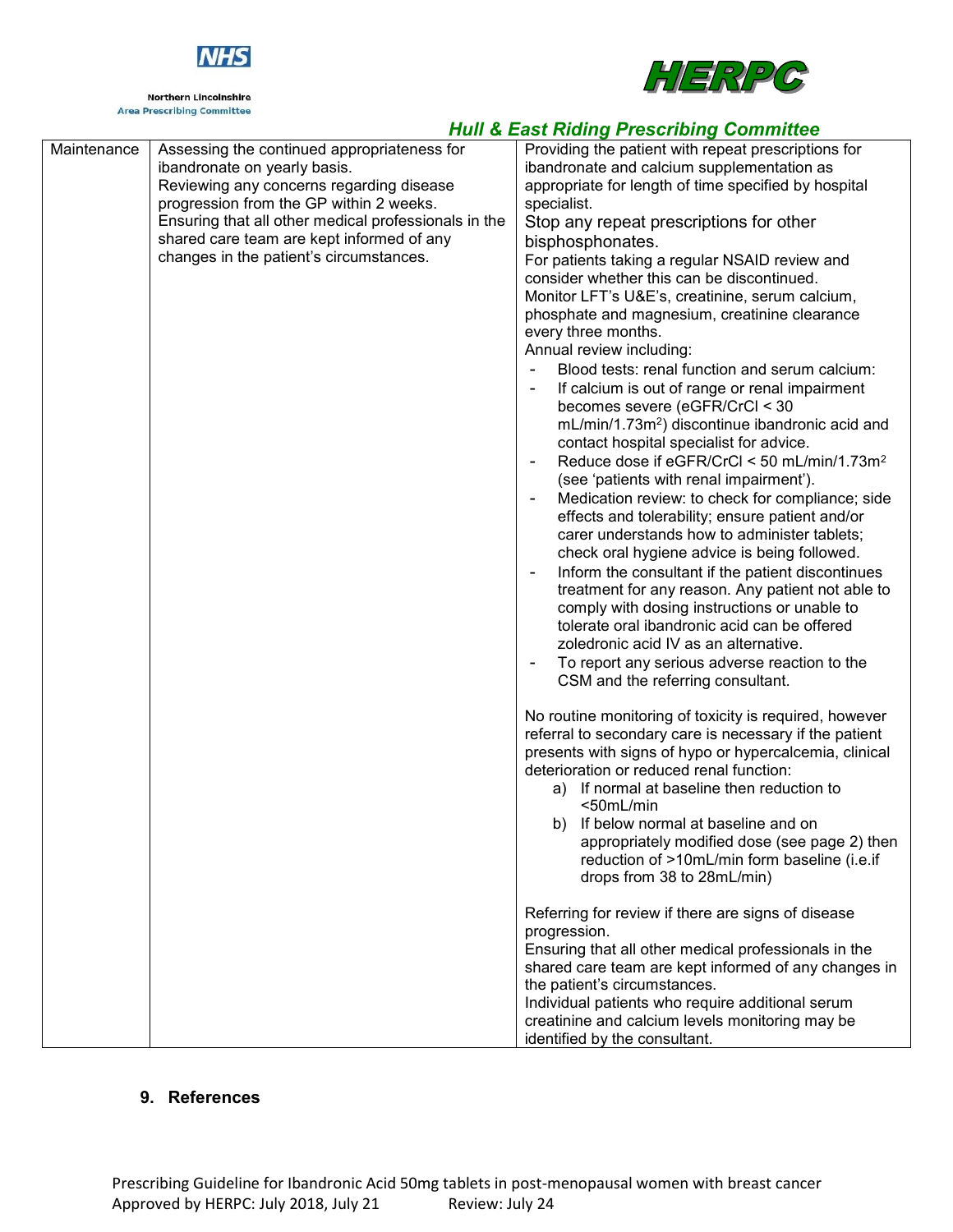| Maintenance | Assessing the continued appropriateness for ibandronate on yearly basis.<br>Reviewing any concerns regarding disease progression from the GP within 2 weeks.<br>Ensuring that all other medical professionals in the shared care team are kept informed of any changes in the patient's circumstances. | Providing the patient with repeat prescriptions for ibandronate and calcium supplementation as appropriate for length of time specified by hospital specialist.<br>Stop any repeat prescriptions for other bisphosphonates.<br>For patients taking a regular NSAID review and consider whether this can be discontinued.<br>Monitor LFT's U&E's, creatinine, serum calcium, phosphate and magnesium, creatinine clearance every three months.<br>Annual review including:<br>- Blood tests: renal function and serum calcium:<br>- If calcium is out of range or renal impairment becomes severe (eGFR/CrCl < 30 mL/min/1.73m$^2$) discontinue ibandronic acid and contact hospital specialist for advice.<br>- Reduce dose if eGFR/CrCl < 50 mL/min/1.73m$^2$ (see 'patients with renal impairment').<br>- Medication review: to check for compliance; side effects and tolerability; ensure patient and/or carer understands how to administer tablets; check oral hygiene advice is being followed.<br>- Inform the consultant if the patient discontinues treatment for any reason. Any patient not able to comply with dosing instructions or unable to tolerate oral ibandronic acid can be offered zoledronic acid IV as an alternative.<br>- To report any serious adverse reaction to the CSM and the referring consultant.<br><br>No routine monitoring of toxicity is required, however referral to secondary care is necessary if the patient presents with signs of hypo or hypercalcemia, clinical deterioration or reduced renal function:<br>a) If normal at baseline then reduction to <50mL/min<br>b) If below normal at baseline and on appropriately modified dose (see page 2) then reduction of >10mL/min form baseline (i.e.if drops from 38 to 28mL/min)<br><br>Referring for review if there are signs of disease progression.<br>Ensuring that all other medical professionals in the shared care team are kept informed of any changes in the patient's circumstances.<br>Individual patients who require additional serum creatinine and calcium levels monitoring may be identified by the consultant. |
|---|---|---|

## 9. References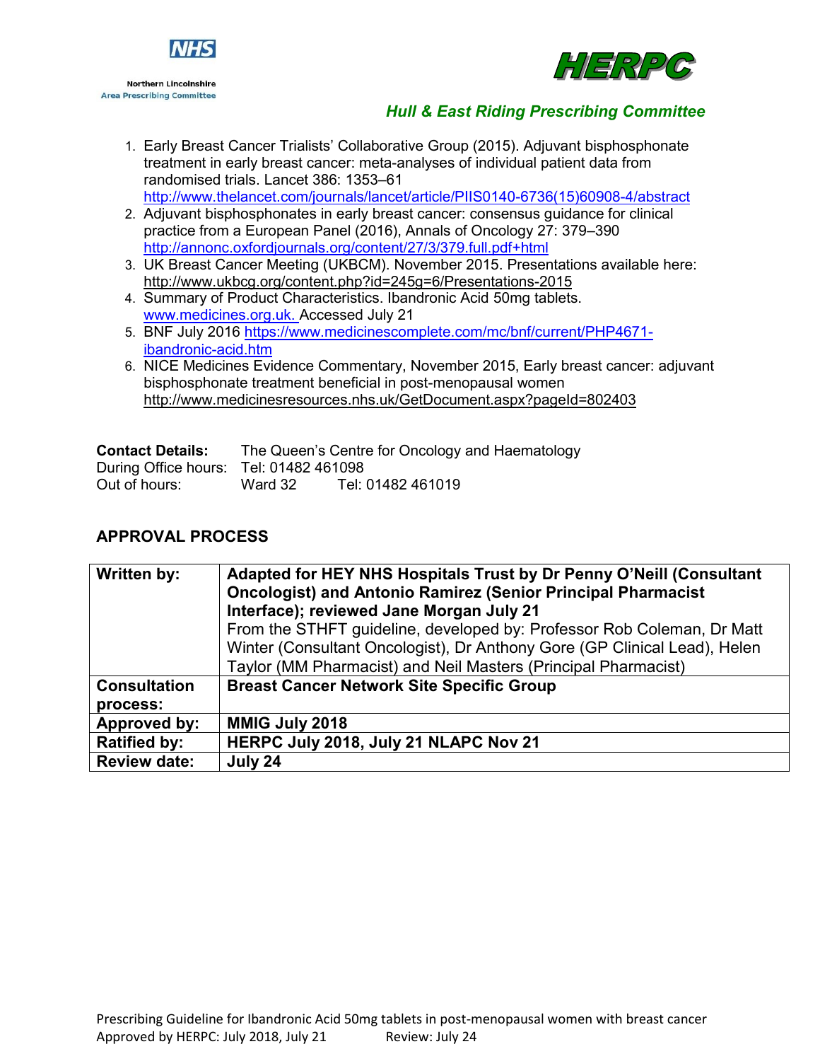1. Early Breast Cancer Trialists' Collaborative Group (2015). Adjuvant bisphosphonate treatment in early breast cancer: meta-analyses of individual patient data from randomised trials. Lancet 386: 1353–61 http://www.thelancet.com/journals/lancet/article/PIIS0140-6736(15)60908-4/abstract
2. Adjuvant bisphosphonates in early breast cancer: consensus guidance for clinical practice from a European Panel (2016), Annals of Oncology 27: 379–390 http://annonc.oxfordjournals.org/content/27/3/379.full.pdf+html
3. UK Breast Cancer Meeting (UKBCM). November 2015. Presentations available here: http://www.ukbcg.org/content.php?id=245g=6/Presentations-2015
4. Summary of Product Characteristics. Ibandronic Acid 50mg tablets. www.medicines.org.uk. Accessed July 21
5. BNF July 2016 https://www.medicinescomplete.com/mc/bnf/current/PHP4671-ibandronic-acid.htm
6. NICE Medicines Evidence Commentary, November 2015, Early breast cancer: adjuvant bisphosphonate treatment beneficial in post-menopausal women http://www.medicinesresources.nhs.uk/GetDocument.aspx?pageId=802403

**Contact Details:** The Queen's Centre for Oncology and Haematology
During Office hours: Tel: 01482 461098
Out of hours: Ward 32 Tel: 01482 461019

## APPROVAL PROCESS

| **Written by:** | **Adapted for HEY NHS Hospitals Trust by Dr Penny O'Neill (Consultant Oncologist) and Antonio Ramirez (Senior Principal Pharmacist Interface); reviewed Jane Morgan July 21** From the STHFT guideline, developed by: Professor Rob Coleman, Dr Matt Winter (Consultant Oncologist), Dr Anthony Gore (GP Clinical Lead), Helen Taylor (MM Pharmacist) and Neil Masters (Principal Pharmacist) |
|---|---|
| **Consultation process:** | **Breast Cancer Network Site Specific Group** |
| **Approved by:** | **MMIG July 2018** |
| **Ratified by:** | **HERPC July 2018, July 21 NLAPC Nov 21** |
| **Review date:** | **July 24** |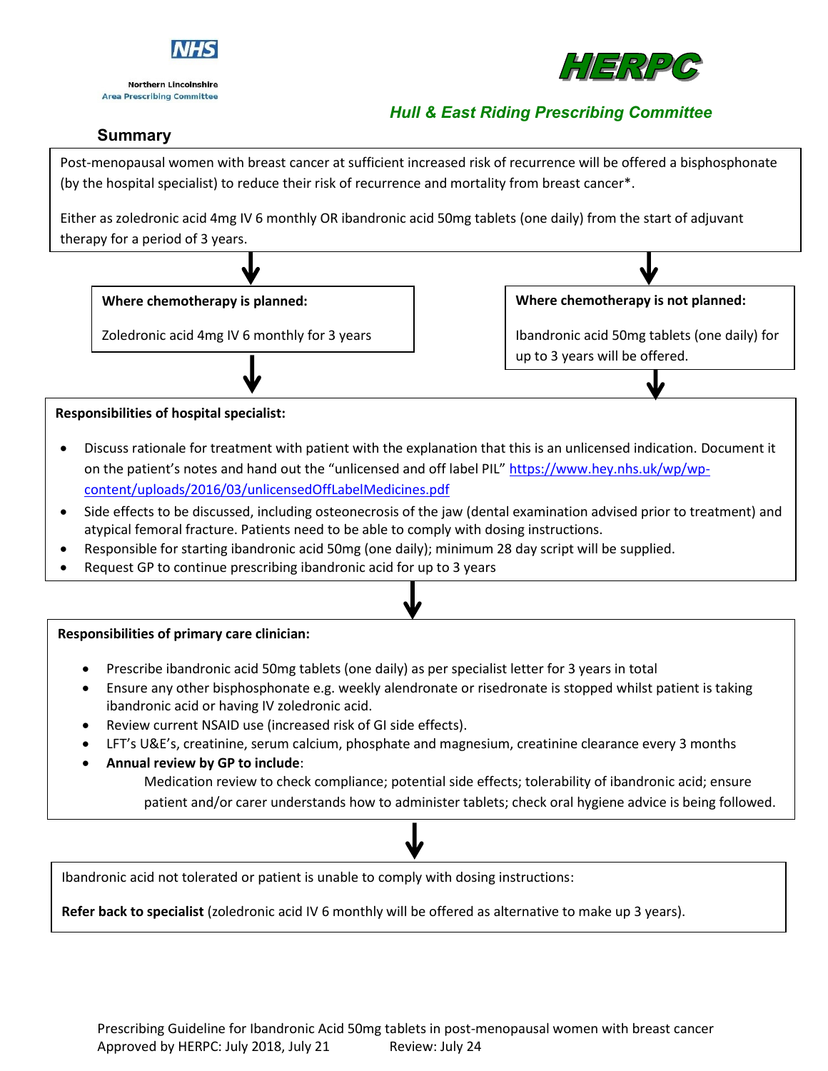NHS

Northern Lincolnshire
Area Prescribing Committee

HERPC

*Hull & East Riding Prescribing Committee*

## Summary

Post-menopausal women with breast cancer at sufficient increased risk of recurrence will be offered a bisphosphonate (by the hospital specialist) to reduce their risk of recurrence and mortality from breast cancer*.

Either as zoledronic acid 4mg IV 6 monthly OR ibandronic acid 50mg tablets (one daily) from the start of adjuvant therapy for a period of 3 years.

**Where chemotherapy is planned:**

Zoledronic acid 4mg IV 6 monthly for 3 years

**Where chemotherapy is not planned:**

Ibandronic acid 50mg tablets (one daily) for up to 3 years will be offered.

**Responsibilities of hospital specialist:**

- Discuss rationale for treatment with patient with the explanation that this is an unlicensed indication. Document it on the patient's notes and hand out the "unlicensed and off label PIL" https://www.hey.nhs.uk/wp/wp-content/uploads/2016/03/unlicensedOffLabelMedicines.pdf
- Side effects to be discussed, including osteonecrosis of the jaw (dental examination advised prior to treatment) and atypical femoral fracture. Patients need to be able to comply with dosing instructions.
- Responsible for starting ibandronic acid 50mg (one daily); minimum 28 day script will be supplied.
- Request GP to continue prescribing ibandronic acid for up to 3 years

**Responsibilities of primary care clinician:**

- Prescribe ibandronic acid 50mg tablets (one daily) as per specialist letter for 3 years in total
- Ensure any other bisphosphonate e.g. weekly alendronate or risedronate is stopped whilst patient is taking ibandronic acid or having IV zoledronic acid.
- Review current NSAID use (increased risk of GI side effects).
- LFT's U&E's, creatinine, serum calcium, phosphate and magnesium, creatinine clearance every 3 months
- **Annual review by GP to include**:
  
  Medication review to check compliance; potential side effects; tolerability of ibandronic acid; ensure patient and/or carer understands how to administer tablets; check oral hygiene advice is being followed.

Ibandronic acid not tolerated or patient is unable to comply with dosing instructions:

**Refer back to specialist** (zoledronic acid IV 6 monthly will be offered as alternative to make up 3 years).

Prescribing Guideline for Ibandronic Acid 50mg tablets in post-menopausal women with breast cancer
Approved by HERPC: July 2018, July 21 Review: July 24